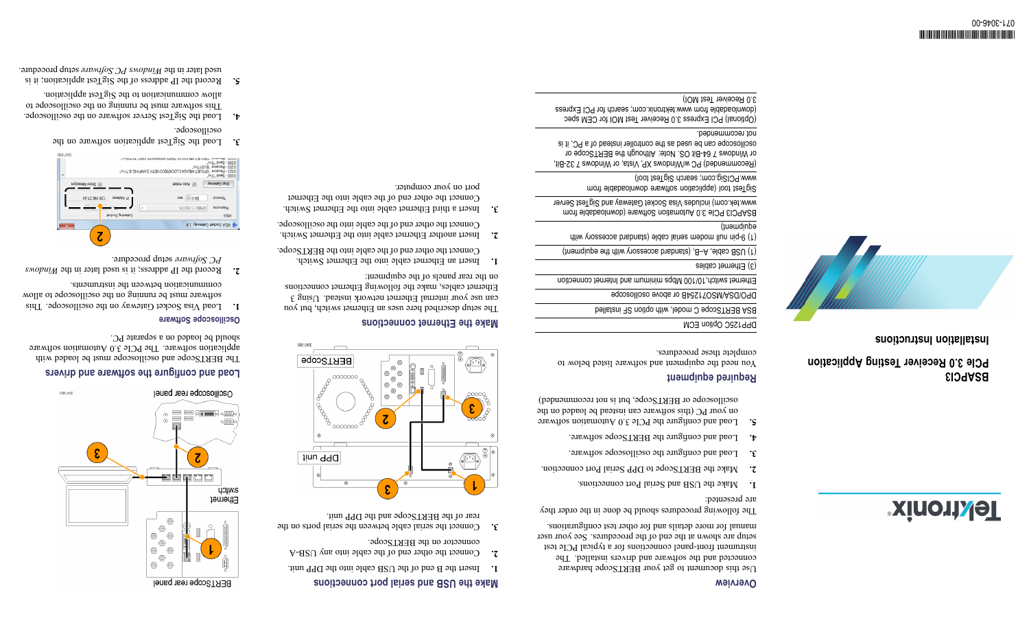# BSAPCI3 PCIe 3.0 Receiver Testing Application

## Installation Instructions

071-3046-00

## Overview

Use this document to get your BERTScope hardware connected and the software and drivers installed. The instrument front-panel connections for a typical PCIe test setup are shown at the end of the procedures. See your user manual for more details and for other test configurations.

The following procedures should be done in the order they are presented:

1. Make the USB and Serial Port connections.
2. Make the BERTScope to DPP Serial Port connection.
3. Load and configure the oscilloscope software.
4. Load and configure the BERTScope software.
5. Load and configure the PCIe 3.0 Automation software on your PC (this software can instead be loaded on the oscilloscope or BERTScope, but is not recommended).

## Required equipment

You need the equipment and software listed below to complete these procedures.

| |
|---|
| DPP125C Option ECM |
| BSA BERTScope C model, with option SF installed |
| DPO/DSA/MSO71254B or above oscilloscope |
| Ethernet switch,10/100 Mbps minimum and Internet connection |
| (3) Ethernet cables |
| (1) USB cable, A–B, (standard accessory with the equipment) |
| (1) 9-pin null modem serial cable (standard accessory with equipment) |
| BSAPCI3 PCIe 3.0 Automation Software (downloadable from www.tek.com) includes Visa Socket Gateway and SigTest Server |
| SigTest tool (application software downloadable from www.PCISig.com; search SigTest tool) |
| (Recommended) PC w/Windows XP, Vista, or Windows 7 32-Bit, or Windows 7 64-Bit OS. Note: Although the BERTScope or oscilloscope can be used as the controller instead of a PC, it is not recommended. |
| (Optional) PCI Express 3.0 Receiver Test MOI for CEM spec (downloadable from www.tektronix.com; search for PCI Express 3.0 Receiver Test MOI) |

## Make the USB and serial port connections

1. Insert the B end of the USB cable into the DPP unit.
2. Connect the other end of the cable into any USB-A connector on the BERTScope.
3. Connect the serial cable between the serial ports on the rear of the BERTScope and the DPP unit.

## Make the Ethernet connections

The setup described here uses an Ethernet switch, but you can use your internal Ethernet network instead. Using 3 Ethernet cables, make the following Ethernet connections on the rear panels of the equipment:

1. Insert an Ethernet cable into the Ethernet Switch. Connect the other end of the cable into the BERTScope.
2. Insert another Ethernet cable into the Ethernet Switch. Connect the other end of the cable into the oscilloscope.
3. Insert a third Ethernet cable into the Ethernet Switch. Connect the other end of the cable into the Ethernet port on your computer.

BERTScope rear panel — Ethernet switch — Oscilloscope rear panel

## Load and configure the software and drivers

The BERTScope and oscilloscope must be loaded with application software. The PCIe 3.0 Automation software should be loaded on a separate PC.

### Oscilloscope Software

1. Load Visa Socket Gateway on the oscilloscope. This software must be running on the oscilloscope to allow communication between the instruments.
2. Record the IP address; it is used later in the *Windows PC Software* setup procedure.
3. Load the SigTest application software on the oscilloscope.
4. Load the SigTest Server software on the oscilloscope. This software must be running on the oscilloscope to allow communication to the SigTest application.
5. Record the IP address of the SigTest application; it is used later in the *Windows PC Software* setup procedure.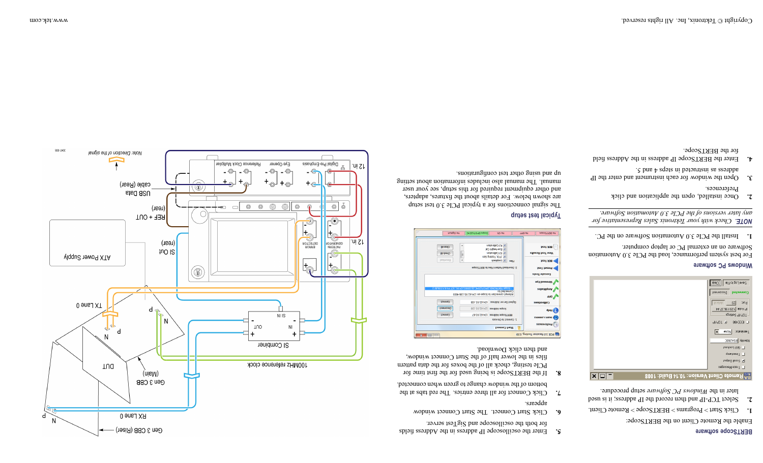## BERTScope software

Enable the Remote Client on the BERTScope:

1. Click Start > Programs > BERTScope > Remote Client.
2. Select TCP-IP and then record the IP address; it is used later in the *Windows PC software* setup procedure.

## Windows PC software

For best system performance, load the PCIe 3.0 Automation Software on an external PC or laptop computer.

1. Install the PCIe 3.0 Automation Software on the PC.

*NOTE. Check with your Tektronix Sales Representative for any later versions of the PCIe 3.0 Automation Software.*

2. Once installed, open the application and click Preferences.
3. Open the window for each instrument and enter the IP address as instructed in steps 4 and 5.
4. Enter the BERTScope IP address in the Address field for the BERTScope.
5. Enter the oscilloscope IP address in the Address fields for both the oscilloscope and SigTest server.
6. Click Start Connect. The Start Connect window appears.
7. Click Connect for all three entries. The red tabs at the bottom of the window change to green when connected.
8. If the BERTScope is being used for the first time for PCIe testing, check all of the boxes for the data pattern files in the lower half of the Start Connect window, and then click Download.

## Typical test setup

The signal connections for a typical PCIe 3.0 test setup are shown below. For details about the fixtures, adapters, and other equipment required for this setup, see your user manual. The manual also includes information about setting up and using other test configurations.

12 in.

Digital Pre-Emphasis

Eye Opener

Reference Clock Multiplier

PATTERN GENERATOR

ERROR DETECTOR

USB Data cable (Rear)

REF + OUT (rear)

SI Out (rear)

ATX Power Supply

SI Combiner

100MHz reference clock

TX Lane 0

DUT

Gen 3 CBB (Main)

RX Lane 0

Gen 3 CBB (Riser)

Note: Direction of the signal